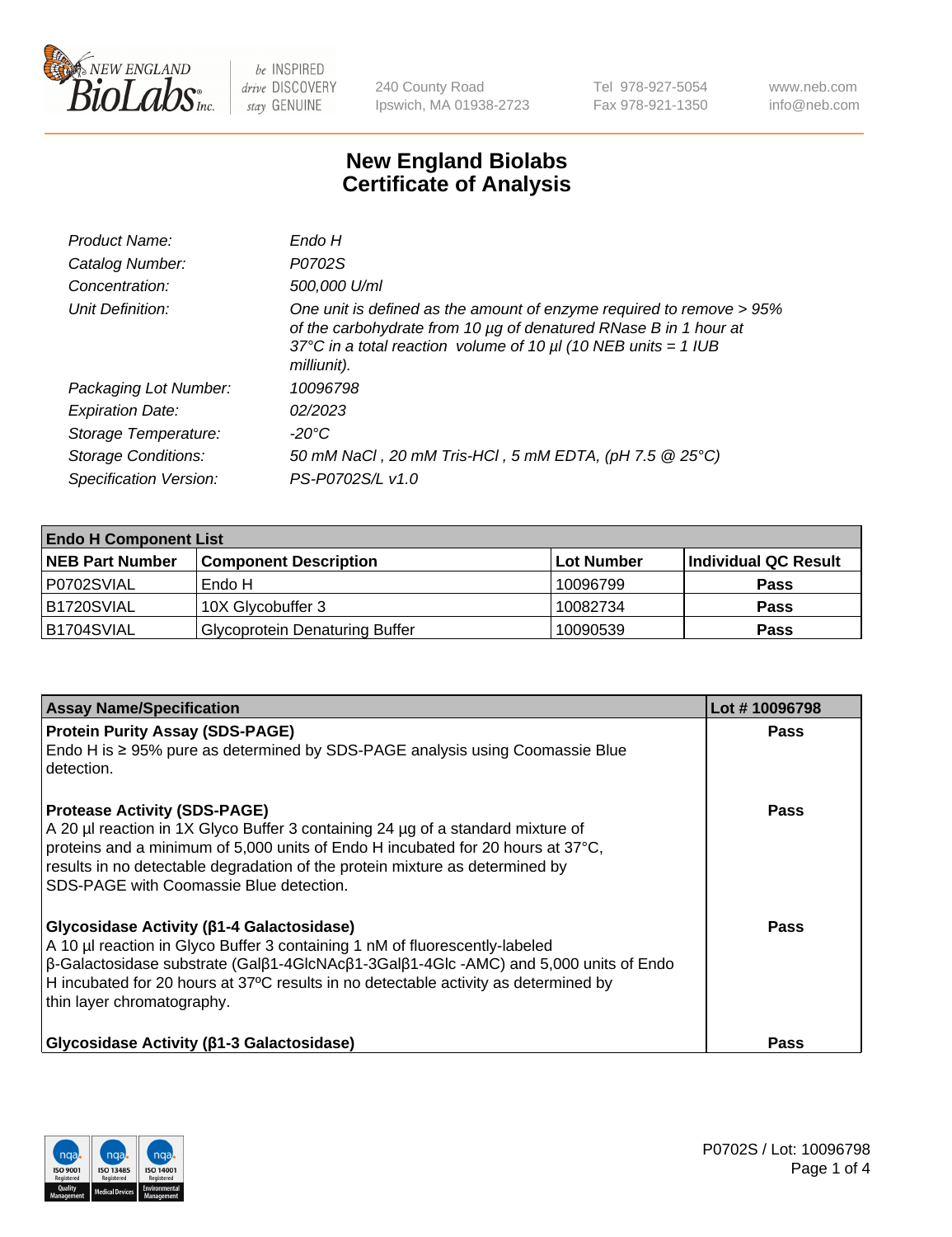# New England Biolabs Certificate of Analysis

| | |
|---|---|
| *Product Name:* | *Endo H* |
| *Catalog Number:* | *P0702S* |
| *Concentration:* | *500,000 U/ml* |
| *Unit Definition:* | *One unit is defined as the amount of enzyme required to remove > 95% of the carbohydrate from 10 µg of denatured RNase B in 1 hour at 37°C in a total reaction volume of 10 µl (10 NEB units = 1 IUB milliunit).* |
| *Packaging Lot Number:* | *10096798* |
| *Expiration Date:* | *02/2023* |
| *Storage Temperature:* | *-20°C* |
| *Storage Conditions:* | *50 mM NaCl , 20 mM Tris-HCl , 5 mM EDTA, (pH 7.5 @ 25°C)* |
| *Specification Version:* | *PS-P0702S/L v1.0* |

| **Endo H Component List** | | | |
|---|---|---|---|
| **NEB Part Number** | **Component Description** | **Lot Number** | **Individual QC Result** |
| P0702SVIAL | Endo H | 10096799 | **Pass** |
| B1720SVIAL | 10X Glycobuffer 3 | 10082734 | **Pass** |
| B1704SVIAL | Glycoprotein Denaturing Buffer | 10090539 | **Pass** |

| **Assay Name/Specification** | **Lot # 10096798** |
|---|---|
| **Protein Purity Assay (SDS-PAGE)**<br>Endo H is ≥ 95% pure as determined by SDS-PAGE analysis using Coomassie Blue detection. | **Pass** |
| **Protease Activity (SDS-PAGE)**<br>A 20 µl reaction in 1X Glyco Buffer 3 containing 24 µg of a standard mixture of proteins and a minimum of 5,000 units of Endo H incubated for 20 hours at 37°C, results in no detectable degradation of the protein mixture as determined by SDS-PAGE with Coomassie Blue detection. | **Pass** |
| **Glycosidase Activity (β1-4 Galactosidase)**<br>A 10 µl reaction in Glyco Buffer 3 containing 1 nM of fluorescently-labeled β-Galactosidase substrate (Galβ1-4GlcNAcβ1-3Galβ1-4Glc -AMC) and 5,000 units of Endo H incubated for 20 hours at 37ºC results in no detectable activity as determined by thin layer chromatography. | **Pass** |
| **Glycosidase Activity (β1-3 Galactosidase)** | **Pass** |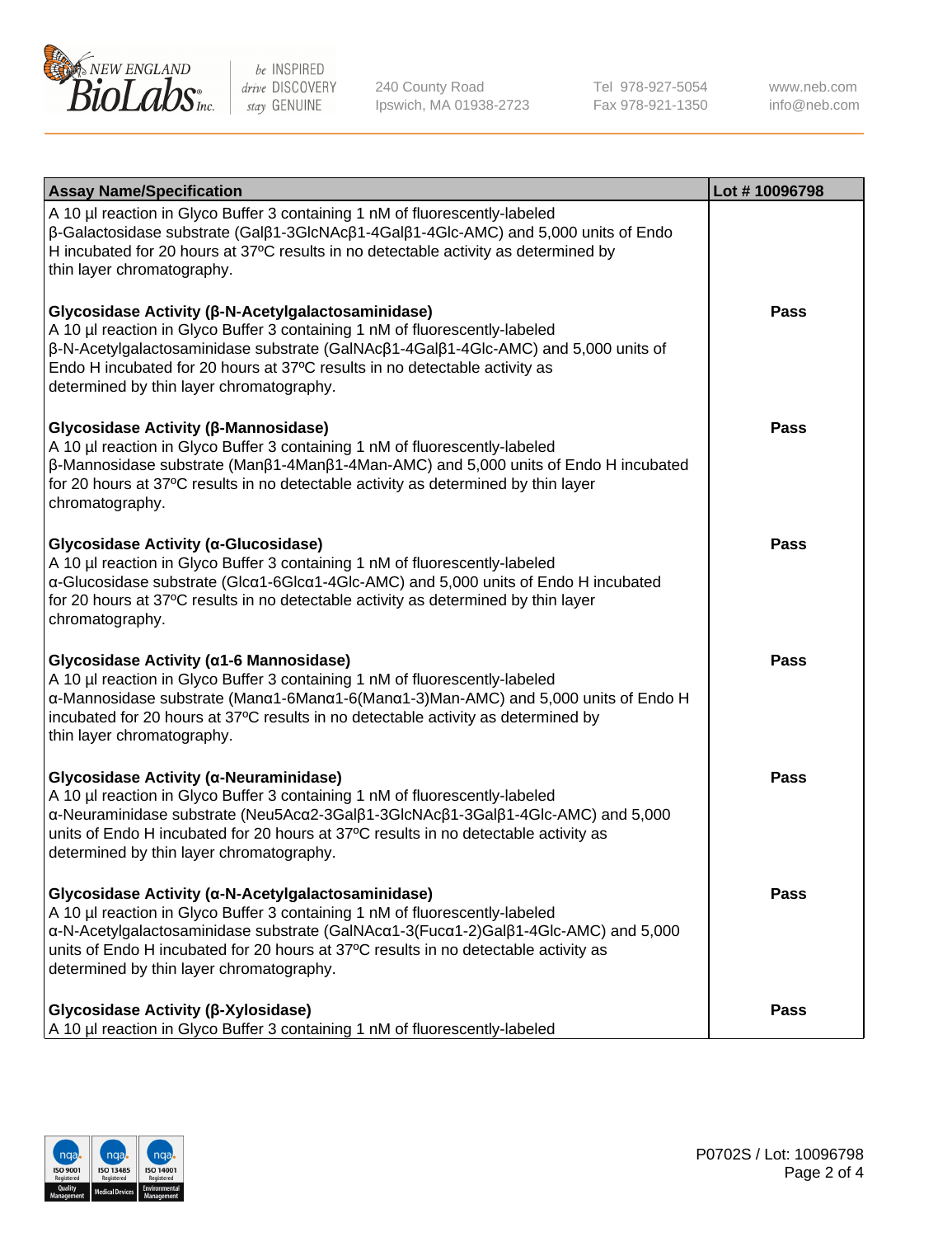| Assay Name/Specification | Lot # 10096798 |
|---|---|
| A 10 µl reaction in Glyco Buffer 3 containing 1 nM of fluorescently-labeled β-Galactosidase substrate (Galβ1-3GlcNAcβ1-4Galβ1-4Glc-AMC) and 5,000 units of Endo H incubated for 20 hours at 37ºC results in no detectable activity as determined by thin layer chromatography. | |
| **Glycosidase Activity (β-N-Acetylgalactosaminidase)** A 10 µl reaction in Glyco Buffer 3 containing 1 nM of fluorescently-labeled β-N-Acetylgalactosaminidase substrate (GalNAcβ1-4Galβ1-4Glc-AMC) and 5,000 units of Endo H incubated for 20 hours at 37ºC results in no detectable activity as determined by thin layer chromatography. | **Pass** |
| **Glycosidase Activity (β-Mannosidase)** A 10 µl reaction in Glyco Buffer 3 containing 1 nM of fluorescently-labeled β-Mannosidase substrate (Manβ1-4Manβ1-4Man-AMC) and 5,000 units of Endo H incubated for 20 hours at 37ºC results in no detectable activity as determined by thin layer chromatography. | **Pass** |
| **Glycosidase Activity (α-Glucosidase)** A 10 µl reaction in Glyco Buffer 3 containing 1 nM of fluorescently-labeled α-Glucosidase substrate (Glcα1-6Glcα1-4Glc-AMC) and 5,000 units of Endo H incubated for 20 hours at 37ºC results in no detectable activity as determined by thin layer chromatography. | **Pass** |
| **Glycosidase Activity (α1-6 Mannosidase)** A 10 µl reaction in Glyco Buffer 3 containing 1 nM of fluorescently-labeled α-Mannosidase substrate (Manα1-6Manα1-6(Manα1-3)Man-AMC) and 5,000 units of Endo H incubated for 20 hours at 37ºC results in no detectable activity as determined by thin layer chromatography. | **Pass** |
| **Glycosidase Activity (α-Neuraminidase)** A 10 µl reaction in Glyco Buffer 3 containing 1 nM of fluorescently-labeled α-Neuraminidase substrate (Neu5Acα2-3Galβ1-3GlcNAcβ1-3Galβ1-4Glc-AMC) and 5,000 units of Endo H incubated for 20 hours at 37ºC results in no detectable activity as determined by thin layer chromatography. | **Pass** |
| **Glycosidase Activity (α-N-Acetylgalactosaminidase)** A 10 µl reaction in Glyco Buffer 3 containing 1 nM of fluorescently-labeled α-N-Acetylgalactosaminidase substrate (GalNAcα1-3(Fucα1-2)Galβ1-4Glc-AMC) and 5,000 units of Endo H incubated for 20 hours at 37ºC results in no detectable activity as determined by thin layer chromatography. | **Pass** |
| **Glycosidase Activity (β-Xylosidase)** A 10 µl reaction in Glyco Buffer 3 containing 1 nM of fluorescently-labeled | **Pass** |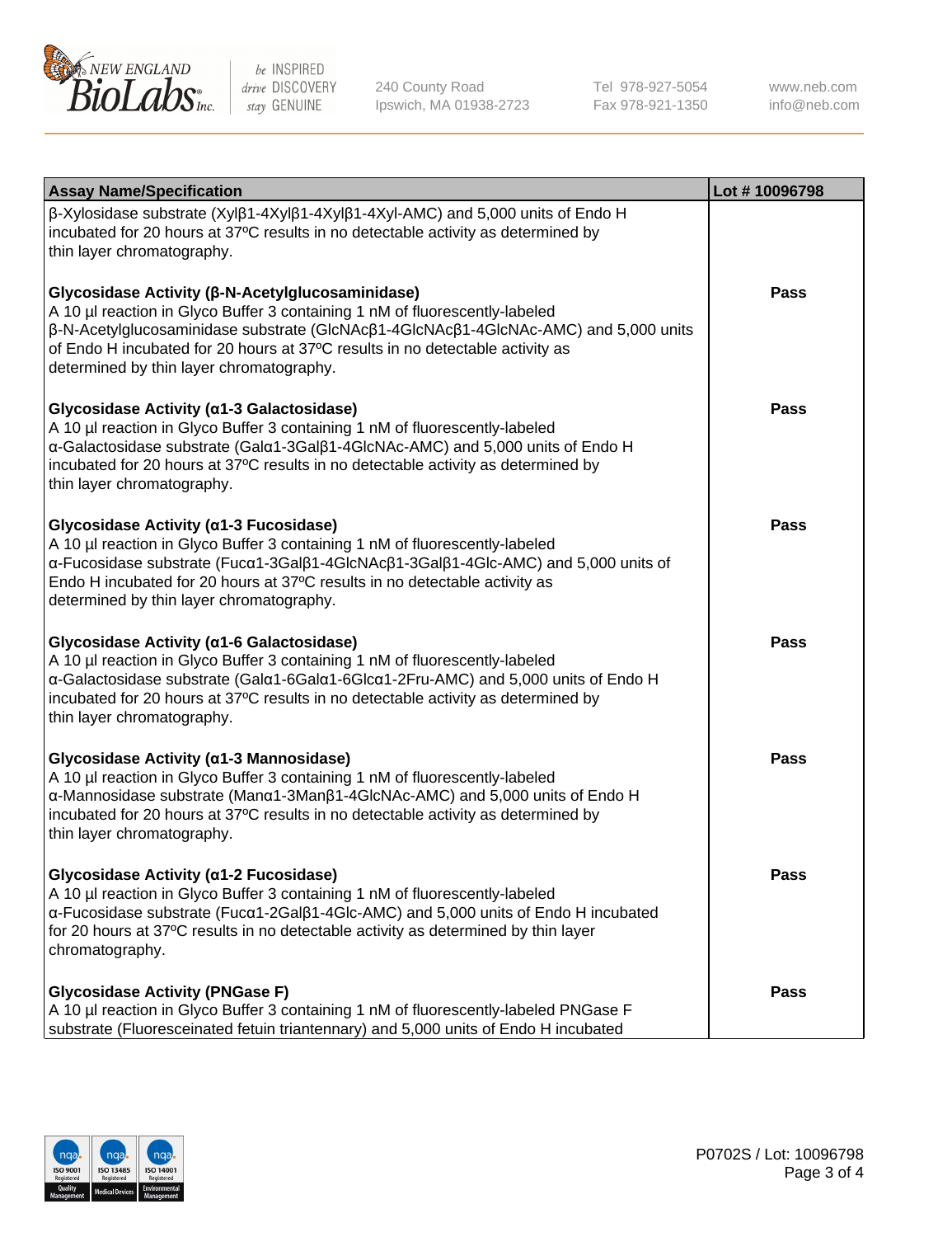| Assay Name/Specification | Lot # 10096798 |
|---|---|
| β-Xylosidase substrate (Xylβ1-4Xylβ1-4Xylβ1-4Xyl-AMC) and 5,000 units of Endo H incubated for 20 hours at 37ºC results in no detectable activity as determined by thin layer chromatography. | |
| **Glycosidase Activity (β-N-Acetylglucosaminidase)** A 10 µl reaction in Glyco Buffer 3 containing 1 nM of fluorescently-labeled β-N-Acetylglucosaminidase substrate (GlcNAcβ1-4GlcNAcβ1-4GlcNAc-AMC) and 5,000 units of Endo H incubated for 20 hours at 37ºC results in no detectable activity as determined by thin layer chromatography. | Pass |
| **Glycosidase Activity (α1-3 Galactosidase)** A 10 µl reaction in Glyco Buffer 3 containing 1 nM of fluorescently-labeled α-Galactosidase substrate (Galα1-3Galβ1-4GlcNAc-AMC) and 5,000 units of Endo H incubated for 20 hours at 37ºC results in no detectable activity as determined by thin layer chromatography. | Pass |
| **Glycosidase Activity (α1-3 Fucosidase)** A 10 µl reaction in Glyco Buffer 3 containing 1 nM of fluorescently-labeled α-Fucosidase substrate (Fucα1-3Galβ1-4GlcNAcβ1-3Galβ1-4Glc-AMC) and 5,000 units of Endo H incubated for 20 hours at 37ºC results in no detectable activity as determined by thin layer chromatography. | Pass |
| **Glycosidase Activity (α1-6 Galactosidase)** A 10 µl reaction in Glyco Buffer 3 containing 1 nM of fluorescently-labeled α-Galactosidase substrate (Galα1-6Galα1-6Glcα1-2Fru-AMC) and 5,000 units of Endo H incubated for 20 hours at 37ºC results in no detectable activity as determined by thin layer chromatography. | Pass |
| **Glycosidase Activity (α1-3 Mannosidase)** A 10 µl reaction in Glyco Buffer 3 containing 1 nM of fluorescently-labeled α-Mannosidase substrate (Manα1-3Manβ1-4GlcNAc-AMC) and 5,000 units of Endo H incubated for 20 hours at 37ºC results in no detectable activity as determined by thin layer chromatography. | Pass |
| **Glycosidase Activity (α1-2 Fucosidase)** A 10 µl reaction in Glyco Buffer 3 containing 1 nM of fluorescently-labeled α-Fucosidase substrate (Fucα1-2Galβ1-4Glc-AMC) and 5,000 units of Endo H incubated for 20 hours at 37ºC results in no detectable activity as determined by thin layer chromatography. | Pass |
| **Glycosidase Activity (PNGase F)** A 10 µl reaction in Glyco Buffer 3 containing 1 nM of fluorescently-labeled PNGase F substrate (Fluoresceinated fetuin triantennary) and 5,000 units of Endo H incubated | Pass |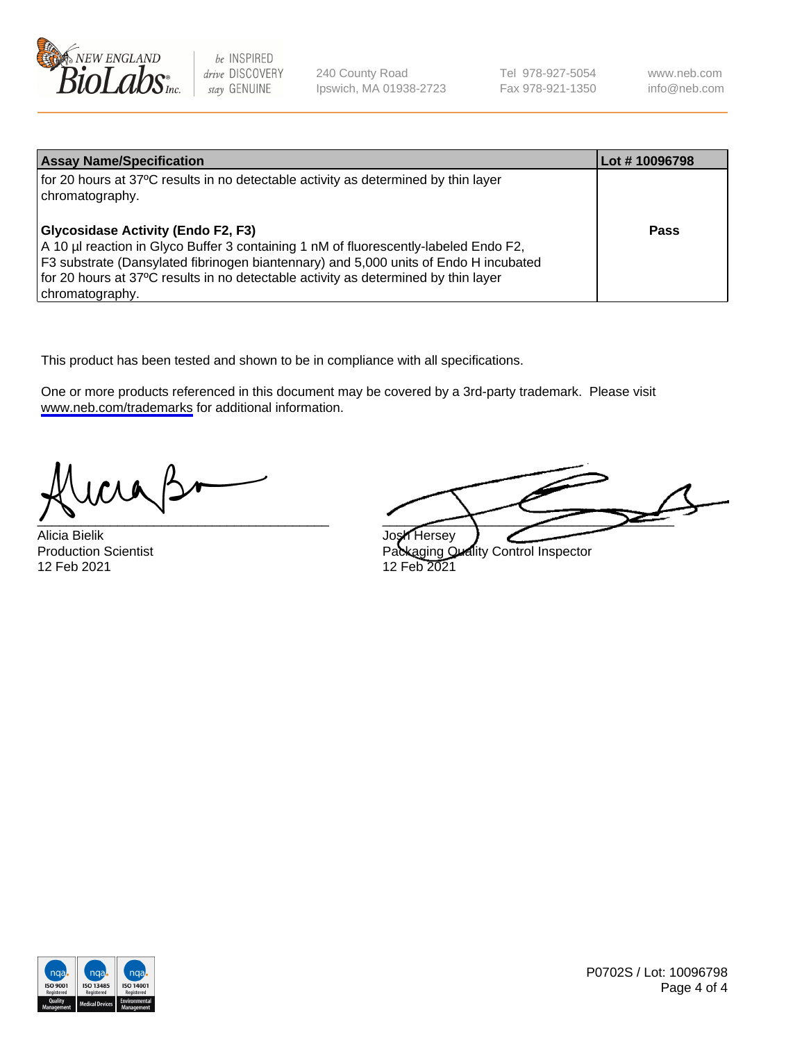| Assay Name/Specification | Lot # 10096798 |
| --- | --- |
| for 20 hours at 37ºC results in no detectable activity as determined by thin layer chromatography. | |
| **Glycosidase Activity (Endo F2, F3)**<br>A 10 µl reaction in Glyco Buffer 3 containing 1 nM of fluorescently-labeled Endo F2, F3 substrate (Dansylated fibrinogen biantennary) and 5,000 units of Endo H incubated for 20 hours at 37ºC results in no detectable activity as determined by thin layer chromatography. | **Pass** |

This product has been tested and shown to be in compliance with all specifications.

One or more products referenced in this document may be covered by a 3rd-party trademark. Please visit www.neb.com/trademarks for additional information.

Alicia Bielik
Production Scientist
12 Feb 2021

Josh Hersey
Packaging Quality Control Inspector
12 Feb 2021

P0702S / Lot: 10096798